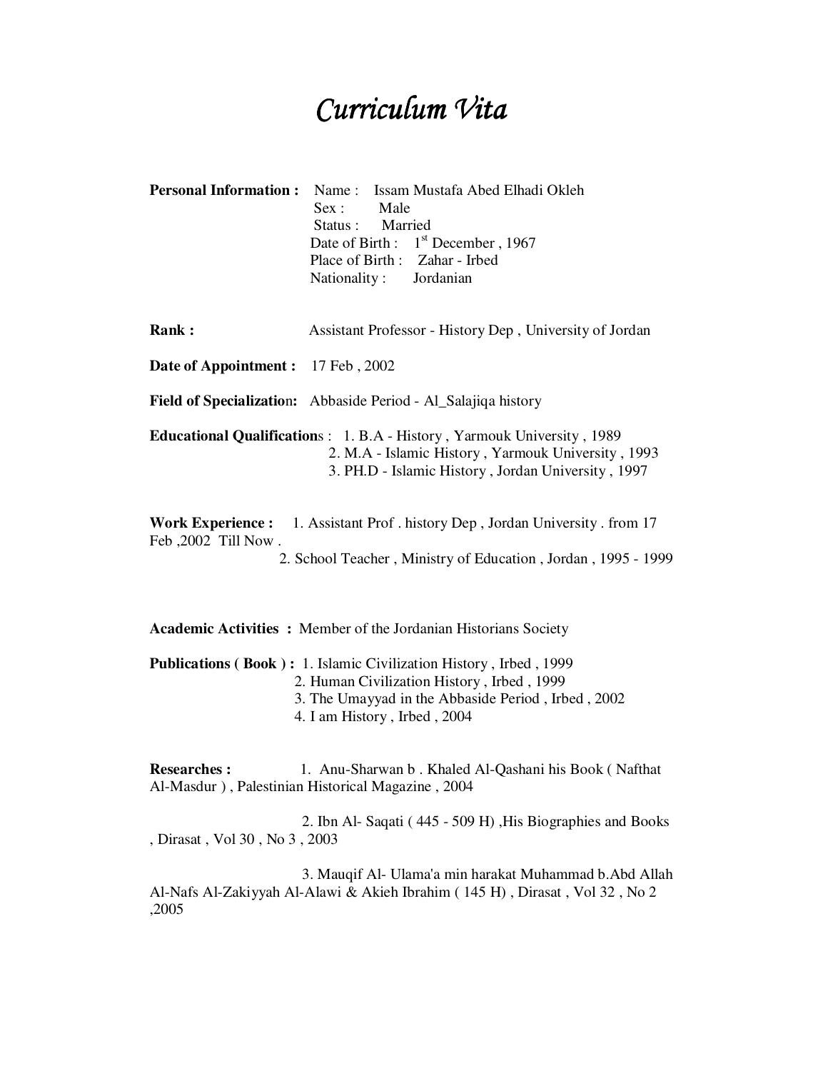# *Curriculum Vita*

**Personal Information :** Name : Issam Mustafa Abed Elhadi Okleh
Sex : Male
Status : Married
Date of Birth : 1st December , 1967
Place of Birth : Zahar - Irbed
Nationality : Jordanian

**Rank :** Assistant Professor - History Dep , University of Jordan

**Date of Appointment :** 17 Feb , 2002

**Field of Specialization:** Abbaside Period - Al_Salajiqa history

**Educational Qualifications :**
1. B.A - History , Yarmouk University , 1989
2. M.A - Islamic History , Yarmouk University , 1993
3. PH.D - Islamic History , Jordan University , 1997

**Work Experience :**
1. Assistant Prof . history Dep , Jordan University . from 17 Feb ,2002 Till Now .
2. School Teacher , Ministry of Education , Jordan , 1995 - 1999

**Academic Activities :** Member of the Jordanian Historians Society

**Publications ( Book ) :**
1. Islamic Civilization History , Irbed , 1999
2. Human Civilization History , Irbed , 1999
3. The Umayyad in the Abbaside Period , Irbed , 2002
4. I am History , Irbed , 2004

**Researches :**
1. Anu-Sharwan b . Khaled Al-Qashani his Book ( Nafthat Al-Masdur ) , Palestinian Historical Magazine , 2004
2. Ibn Al- Saqati ( 445 - 509 H) ,His Biographies and Books , Dirasat , Vol 30 , No 3 , 2003
3. Mauqif Al- Ulama'a min harakat Muhammad b.Abd Allah Al-Nafs Al-Zakiyyah Al-Alawi & Akieh Ibrahim ( 145 H) , Dirasat , Vol 32 , No 2 ,2005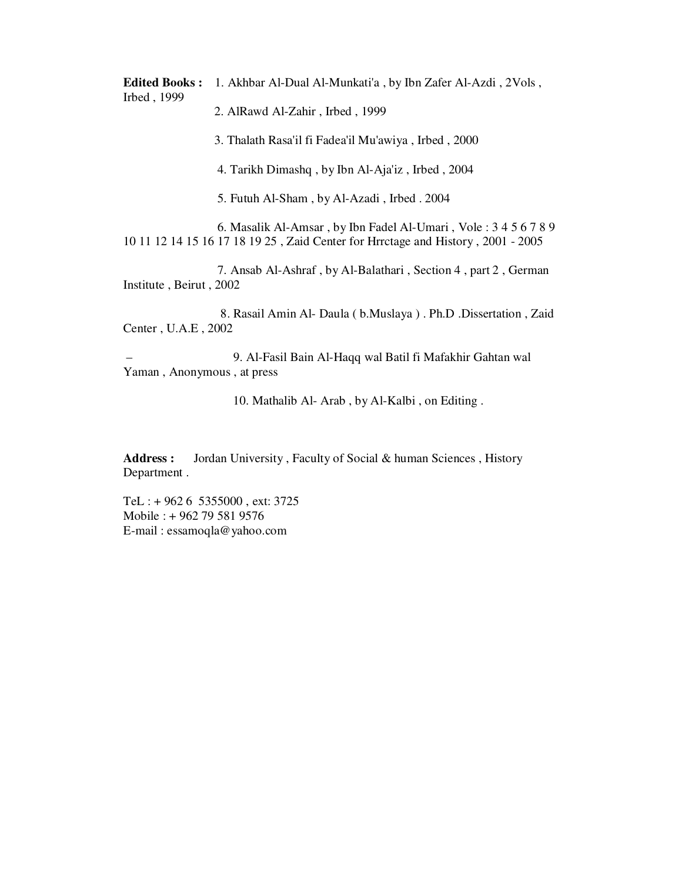**Edited Books :**

1. Akhbar Al-Dual Al-Munkati'a , by Ibn Zafer Al-Azdi , 2Vols , Irbed , 1999
2. AlRawd Al-Zahir , Irbed , 1999
3. Thalath Rasa'il fi Fadea'il Mu'awiya , Irbed , 2000
4. Tarikh Dimashq , by Ibn Al-Aja'iz , Irbed , 2004
5. Futuh Al-Sham , by Al-Azadi , Irbed . 2004
6. Masalik Al-Amsar , by Ibn Fadel Al-Umari , Vole : 3 4 5 6 7 8 9 10 11 12 14 15 16 17 18 19 25 , Zaid Center for Hrrctage and History , 2001 - 2005
7. Ansab Al-Ashraf , by Al-Balathari , Section 4 , part 2 , German Institute , Beirut , 2002
8. Rasail Amin Al- Daula ( b.Muslaya ) . Ph.D .Dissertation , Zaid Center , U.A.E , 2002
9. – Al-Fasil Bain Al-Haqq wal Batil fi Mafakhir Gahtan wal Yaman , Anonymous , at press
10. Mathalib Al- Arab , by Al-Kalbi , on Editing .

**Address :** Jordan University , Faculty of Social & human Sciences , History Department .

TeL : + 962 6 5355000 , ext: 3725
Mobile : + 962 79 581 9576
E-mail : essamoqla@yahoo.com